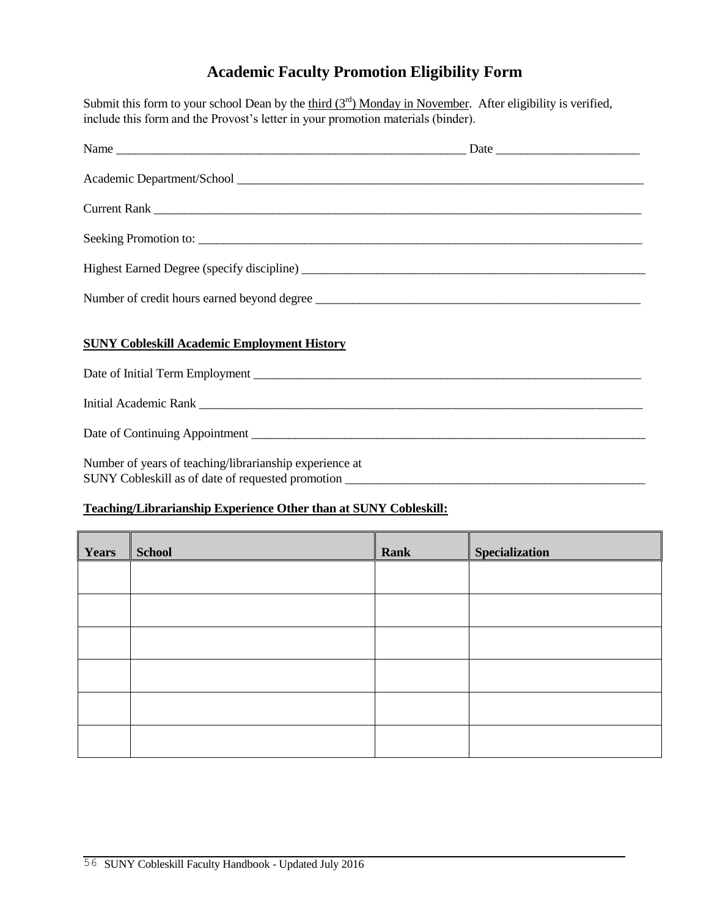# Academic Faculty Promotion Eligibility Form

Submit this form to your school Dean by the third ($3^{rd}$) Monday in November. After eligibility is verified, include this form and the Provost's letter in your promotion materials (binder).

Name ____________________________________________________________ Date ________________________

Academic Department/School ______________________________________________________________________

Current Rank ________________________________________________________________________________

Seeking Promotion to: __________________________________________________________________________

Highest Earned Degree (specify discipline) ___________________________________________________________

Number of credit hours earned beyond degree _________________________________________________________

**SUNY Cobleskill Academic Employment History**

Date of Initial Term Employment __________________________________________________________________

Initial Academic Rank ___________________________________________________________________________

Date of Continuing Appointment ___________________________________________________________________

Number of years of teaching/librarianship experience at
SUNY Cobleskill as of date of requested promotion ____________________________________________________

**Teaching/Librarianship Experience Other than at SUNY Cobleskill:**

| Years | School | Rank | Specialization |
|---|---|---|---|
| | | | |
| | | | |
| | | | |
| | | | |
| | | | |
| | | | |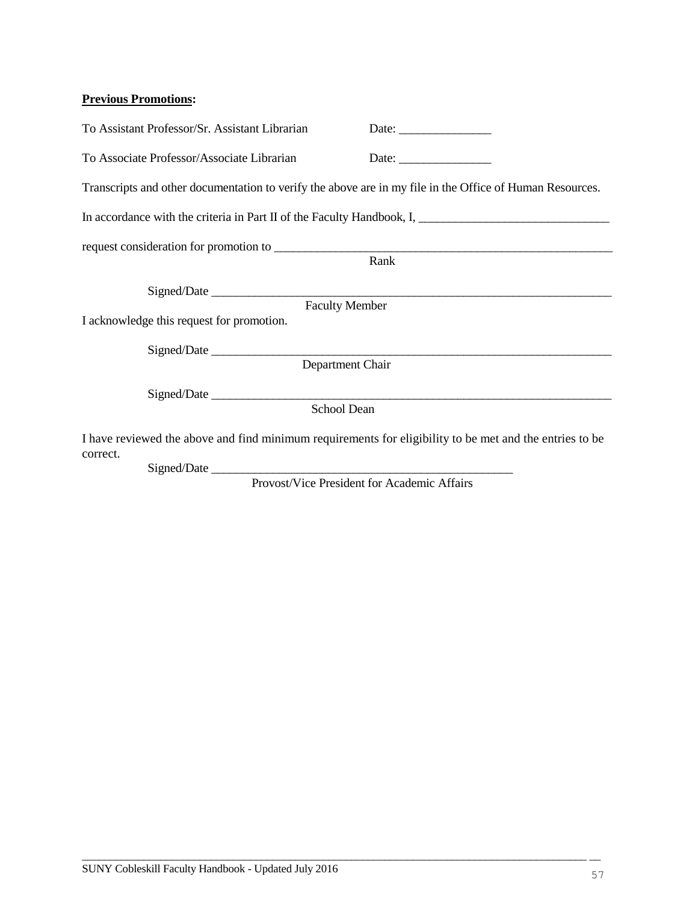**Previous Promotions:**

To Assistant Professor/Sr. Assistant Librarian Date: _______________

To Associate Professor/Associate Librarian Date: _______________

Transcripts and other documentation to verify the above are in my file in the Office of Human Resources.

In accordance with the criteria in Part II of the Faculty Handbook, I, _______________________________

request consideration for promotion to _________________________________________________________
Rank

Signed/Date _____________________________________________________________________
Faculty Member

I acknowledge this request for promotion.

Signed/Date _____________________________________________________________________
Department Chair

Signed/Date _____________________________________________________________________
School Dean

I have reviewed the above and find minimum requirements for eligibility to be met and the entries to be correct.

Signed/Date ____________________________________________________
Provost/Vice President for Academic Affairs